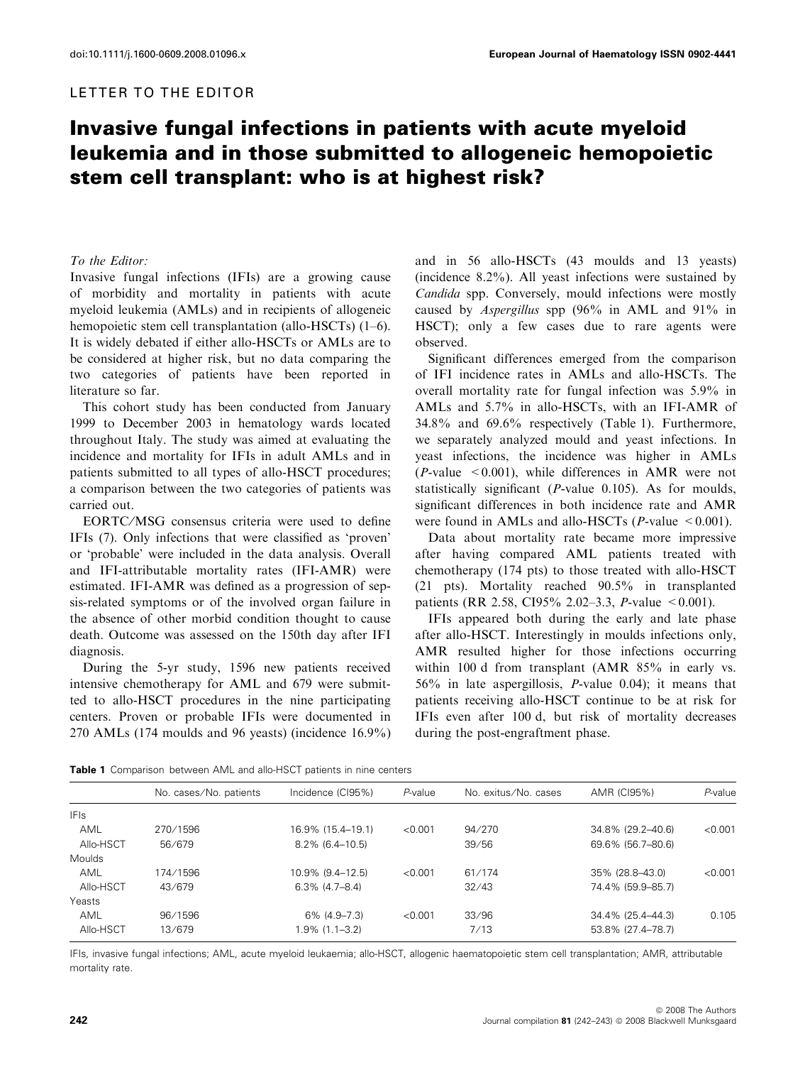LETTER TO THE EDITOR

# Invasive fungal infections in patients with acute myeloid leukemia and in those submitted to allogeneic hemopoietic stem cell transplant: who is at highest risk?

*To the Editor:*

Invasive fungal infections (IFIs) are a growing cause of morbidity and mortality in patients with acute myeloid leukemia (AMLs) and in recipients of allogeneic hemopoietic stem cell transplantation (allo-HSCTs) (1–6). It is widely debated if either allo-HSCTs or AMLs are to be considered at higher risk, but no data comparing the two categories of patients have been reported in literature so far.

This cohort study has been conducted from January 1999 to December 2003 in hematology wards located throughout Italy. The study was aimed at evaluating the incidence and mortality for IFIs in adult AMLs and in patients submitted to all types of allo-HSCT procedures; a comparison between the two categories of patients was carried out.

EORTC/MSG consensus criteria were used to define IFIs (7). Only infections that were classified as 'proven' or 'probable' were included in the data analysis. Overall and IFI-attributable mortality rates (IFI-AMR) were estimated. IFI-AMR was defined as a progression of sepsis-related symptoms or of the involved organ failure in the absence of other morbid condition thought to cause death. Outcome was assessed on the 150th day after IFI diagnosis.

During the 5-yr study, 1596 new patients received intensive chemotherapy for AML and 679 were submitted to allo-HSCT procedures in the nine participating centers. Proven or probable IFIs were documented in 270 AMLs (174 moulds and 96 yeasts) (incidence 16.9%) and in 56 allo-HSCTs (43 moulds and 13 yeasts) (incidence 8.2%). All yeast infections were sustained by *Candida* spp. Conversely, mould infections were mostly caused by *Aspergillus* spp (96% in AML and 91% in HSCT); only a few cases due to rare agents were observed.

Significant differences emerged from the comparison of IFI incidence rates in AMLs and allo-HSCTs. The overall mortality rate for fungal infection was 5.9% in AMLs and 5.7% in allo-HSCTs, with an IFI-AMR of 34.8% and 69.6% respectively (Table 1). Furthermore, we separately analyzed mould and yeast infections. In yeast infections, the incidence was higher in AMLs ($P$-value $<0.001$), while differences in AMR were not statistically significant ($P$-value 0.105). As for moulds, significant differences in both incidence rate and AMR were found in AMLs and allo-HSCTs ($P$-value $<0.001$).

Data about mortality rate became more impressive after having compared AML patients treated with chemotherapy (174 pts) to those treated with allo-HSCT (21 pts). Mortality reached 90.5% in transplanted patients (RR 2.58, CI95% 2.02–3.3, $P$-value $<0.001$).

IFIs appeared both during the early and late phase after allo-HSCT. Interestingly in moulds infections only, AMR resulted higher for those infections occurring within 100 d from transplant (AMR 85% in early vs. 56% in late aspergillosis, $P$-value 0.04); it means that patients receiving allo-HSCT continue to be at risk for IFIs even after 100 d, but risk of mortality decreases during the post-engraftment phase.

**Table 1** Comparison between AML and allo-HSCT patients in nine centers

| | No. cases/No. patients | Incidence (CI95%) | $P$-value | No. exitus/No. cases | AMR (CI95%) | $P$-value |
|---|---|---|---|---|---|---|
| IFIs | | | | | | |
| AML | 270/1596 | 16.9% (15.4–19.1) | <0.001 | 94/270 | 34.8% (29.2–40.6) | <0.001 |
| Allo-HSCT | 56/679 | 8.2% (6.4–10.5) | | 39/56 | 69.6% (56.7–80.6) | |
| Moulds | | | | | | |
| AML | 174/1596 | 10.9% (9.4–12.5) | <0.001 | 61/174 | 35% (28.8–43.0) | <0.001 |
| Allo-HSCT | 43/679 | 6.3% (4.7–8.4) | | 32/43 | 74.4% (59.9–85.7) | |
| Yeasts | | | | | | |
| AML | 96/1596 | 6% (4.9–7.3) | <0.001 | 33/96 | 34.4% (25.4–44.3) | 0.105 |
| Allo-HSCT | 13/679 | 1.9% (1.1–3.2) | | 7/13 | 53.8% (27.4–78.7) | |

IFIs, invasive fungal infections; AML, acute myeloid leukaemia; allo-HSCT, allogenic haematopoietic stem cell transplantation; AMR, attributable mortality rate.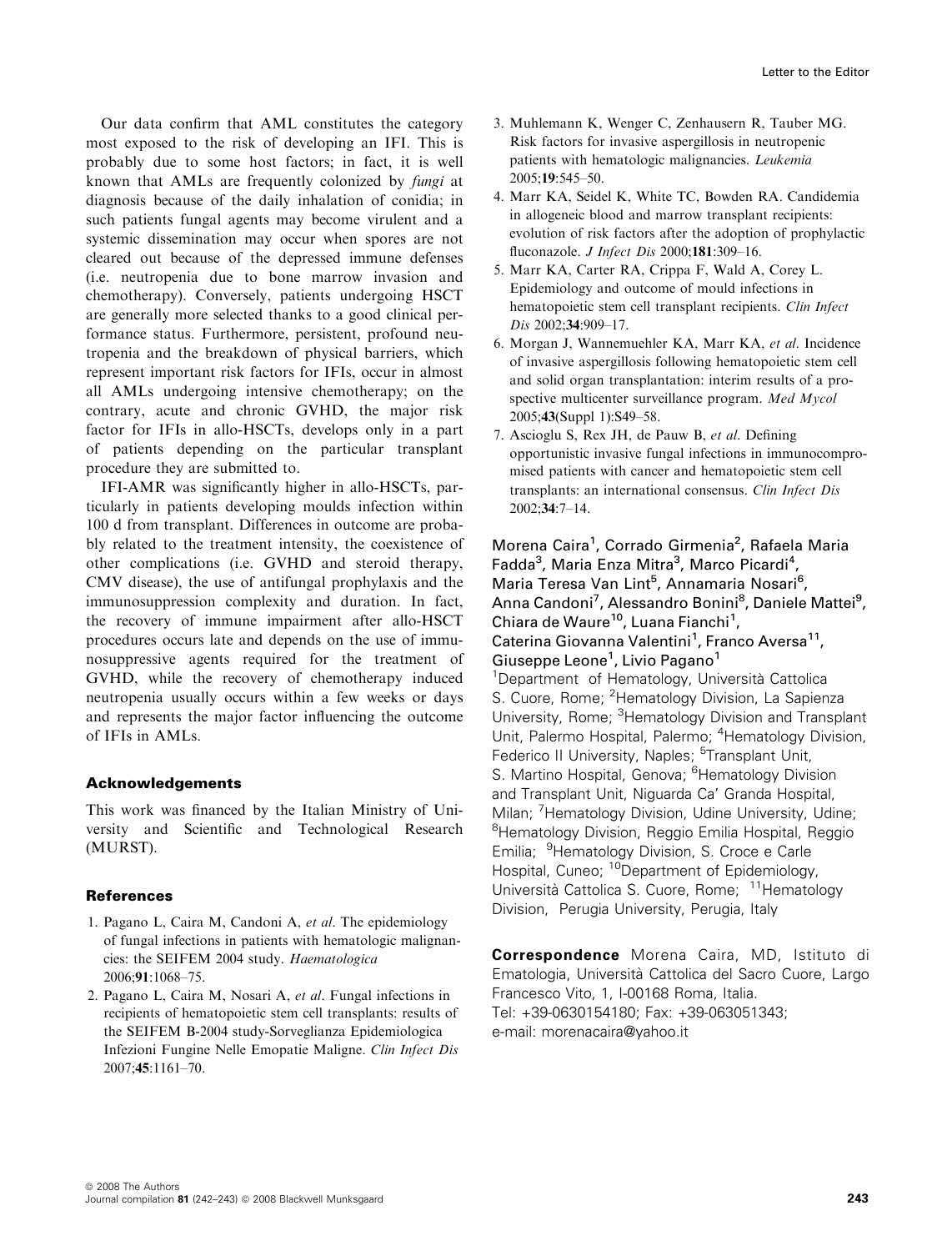Our data confirm that AML constitutes the category most exposed to the risk of developing an IFI. This is probably due to some host factors; in fact, it is well known that AMLs are frequently colonized by *fungi* at diagnosis because of the daily inhalation of conidia; in such patients fungal agents may become virulent and a systemic dissemination may occur when spores are not cleared out because of the depressed immune defenses (i.e. neutropenia due to bone marrow invasion and chemotherapy). Conversely, patients undergoing HSCT are generally more selected thanks to a good clinical performance status. Furthermore, persistent, profound neutropenia and the breakdown of physical barriers, which represent important risk factors for IFIs, occur in almost all AMLs undergoing intensive chemotherapy; on the contrary, acute and chronic GVHD, the major risk factor for IFIs in allo-HSCTs, develops only in a part of patients depending on the particular transplant procedure they are submitted to.

IFI-AMR was significantly higher in allo-HSCTs, particularly in patients developing moulds infection within 100 d from transplant. Differences in outcome are probably related to the treatment intensity, the coexistence of other complications (i.e. GVHD and steroid therapy, CMV disease), the use of antifungal prophylaxis and the immunosuppression complexity and duration. In fact, the recovery of immune impairment after allo-HSCT procedures occurs late and depends on the use of immunosuppressive agents required for the treatment of GVHD, while the recovery of chemotherapy induced neutropenia usually occurs within a few weeks or days and represents the major factor influencing the outcome of IFIs in AMLs.

### Acknowledgements

This work was financed by the Italian Ministry of University and Scientific and Technological Research (MURST).

### References

1. Pagano L, Caira M, Candoni A, *et al*. The epidemiology of fungal infections in patients with hematologic malignancies: the SEIFEM 2004 study. *Haematologica* 2006;**91**:1068–75.
2. Pagano L, Caira M, Nosari A, *et al*. Fungal infections in recipients of hematopoietic stem cell transplants: results of the SEIFEM B-2004 study-Sorveglianza Epidemiologica Infezioni Fungine Nelle Emopatie Maligne. *Clin Infect Dis* 2007;**45**:1161–70.
3. Muhlemann K, Wenger C, Zenhausern R, Tauber MG. Risk factors for invasive aspergillosis in neutropenic patients with hematologic malignancies. *Leukemia* 2005;**19**:545–50.
4. Marr KA, Seidel K, White TC, Bowden RA. Candidemia in allogeneic blood and marrow transplant recipients: evolution of risk factors after the adoption of prophylactic fluconazole. *J Infect Dis* 2000;**181**:309–16.
5. Marr KA, Carter RA, Crippa F, Wald A, Corey L. Epidemiology and outcome of mould infections in hematopoietic stem cell transplant recipients. *Clin Infect Dis* 2002;**34**:909–17.
6. Morgan J, Wannemuehler KA, Marr KA, *et al*. Incidence of invasive aspergillosis following hematopoietic stem cell and solid organ transplantation: interim results of a prospective multicenter surveillance program. *Med Mycol* 2005;**43**(Suppl 1):S49–58.
7. Ascioglu S, Rex JH, de Pauw B, *et al*. Defining opportunistic invasive fungal infections in immunocompromised patients with cancer and hematopoietic stem cell transplants: an international consensus. *Clin Infect Dis* 2002;**34**:7–14.

**Morena Caira[1], Corrado Girmenia[2], Rafaela Maria Fadda[3], Maria Enza Mitra[3], Marco Picardi[4], Maria Teresa Van Lint[5], Annamaria Nosari[6], Anna Candoni[7], Alessandro Bonini[8], Daniele Mattei[9], Chiara de Waure[10], Luana Fianchi[1], Caterina Giovanna Valentini[1], Franco Aversa[11], Giuseppe Leone[1], Livio Pagano[1]**

[1]Department of Hematology, Università Cattolica S. Cuore, Rome; [2]Hematology Division, La Sapienza University, Rome; [3]Hematology Division and Transplant Unit, Palermo Hospital, Palermo; [4]Hematology Division, Federico II University, Naples; [5]Transplant Unit, S. Martino Hospital, Genova; [6]Hematology Division and Transplant Unit, Niguarda Ca' Granda Hospital, Milan; [7]Hematology Division, Udine University, Udine; [8]Hematology Division, Reggio Emilia Hospital, Reggio Emilia; [9]Hematology Division, S. Croce e Carle Hospital, Cuneo; [10]Department of Epidemiology, Università Cattolica S. Cuore, Rome; [11]Hematology Division, Perugia University, Perugia, Italy

**Correspondence** Morena Caira, MD, Istituto di Ematologia, Università Cattolica del Sacro Cuore, Largo Francesco Vito, 1, I-00168 Roma, Italia.
Tel: +39-0630154180; Fax: +39-063051343;
e-mail: morenacaira@yahoo.it